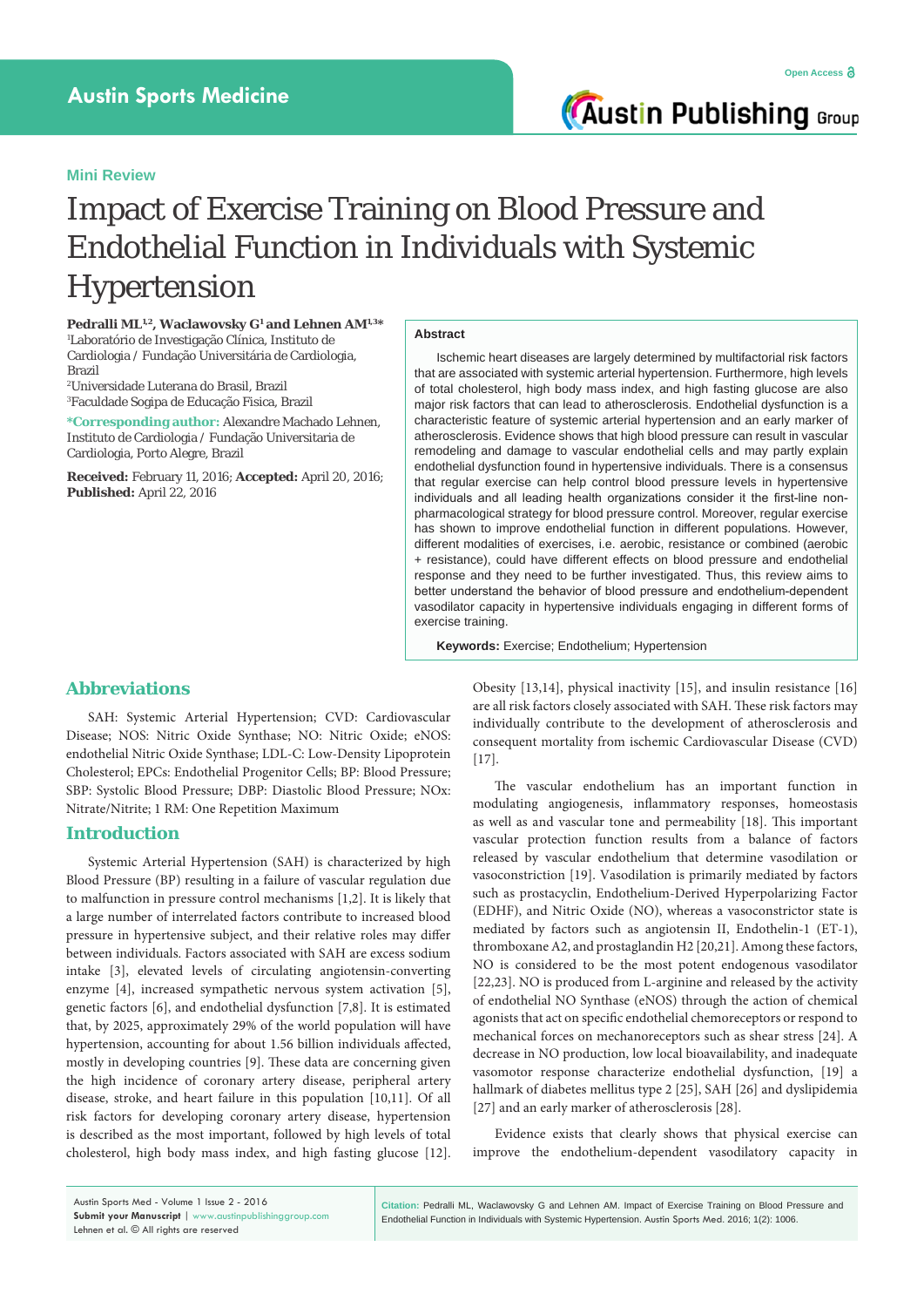Mini Review

# Impact of Exercise Training on Blood Pressure and Endothelial Function in Individuals with Systemic Hypertension

**Pedralli ML[1,2], Waclawovsky G[1] and Lehnen AM[1,3]***

[1]Laboratório de Investigação Clínica, Instituto de Cardiologia / Fundação Universitária de Cardiologia, Brazil

[2]Universidade Luterana do Brasil, Brazil

[3]Faculdade Sogipa de Educação Fisica, Brazil

***Corresponding author:** Alexandre Machado Lehnen, Instituto de Cardiologia / Fundação Universitaria de Cardiologia, Porto Alegre, Brazil

**Received:** February 11, 2016; **Accepted:** April 20, 2016; **Published:** April 22, 2016

## Abstract

Ischemic heart diseases are largely determined by multifactorial risk factors that are associated with systemic arterial hypertension. Furthermore, high levels of total cholesterol, high body mass index, and high fasting glucose are also major risk factors that can lead to atherosclerosis. Endothelial dysfunction is a characteristic feature of systemic arterial hypertension and an early marker of atherosclerosis. Evidence shows that high blood pressure can result in vascular remodeling and damage to vascular endothelial cells and may partly explain endothelial dysfunction found in hypertensive individuals. There is a consensus that regular exercise can help control blood pressure levels in hypertensive individuals and all leading health organizations consider it the first-line non-pharmacological strategy for blood pressure control. Moreover, regular exercise has shown to improve endothelial function in different populations. However, different modalities of exercises, i.e. aerobic, resistance or combined (aerobic + resistance), could have different effects on blood pressure and endothelial response and they need to be further investigated. Thus, this review aims to better understand the behavior of blood pressure and endothelium-dependent vasodilator capacity in hypertensive individuals engaging in different forms of exercise training.

**Keywords:** Exercise; Endothelium; Hypertension

## Abbreviations

SAH: Systemic Arterial Hypertension; CVD: Cardiovascular Disease; NOS: Nitric Oxide Synthase; NO: Nitric Oxide; eNOS: endothelial Nitric Oxide Synthase; LDL-C: Low-Density Lipoprotein Cholesterol; EPCs: Endothelial Progenitor Cells; BP: Blood Pressure; SBP: Systolic Blood Pressure; DBP: Diastolic Blood Pressure; NOx: Nitrate/Nitrite; 1 RM: One Repetition Maximum

## Introduction

Systemic Arterial Hypertension (SAH) is characterized by high Blood Pressure (BP) resulting in a failure of vascular regulation due to malfunction in pressure control mechanisms [1,2]. It is likely that a large number of interrelated factors contribute to increased blood pressure in hypertensive subject, and their relative roles may differ between individuals. Factors associated with SAH are excess sodium intake [3], elevated levels of circulating angiotensin-converting enzyme [4], increased sympathetic nervous system activation [5], genetic factors [6], and endothelial dysfunction [7,8]. It is estimated that, by 2025, approximately 29% of the world population will have hypertension, accounting for about 1.56 billion individuals affected, mostly in developing countries [9]. These data are concerning given the high incidence of coronary artery disease, peripheral artery disease, stroke, and heart failure in this population [10,11]. Of all risk factors for developing coronary artery disease, hypertension is described as the most important, followed by high levels of total cholesterol, high body mass index, and high fasting glucose [12]. Obesity [13,14], physical inactivity [15], and insulin resistance [16] are all risk factors closely associated with SAH. These risk factors may individually contribute to the development of atherosclerosis and consequent mortality from ischemic Cardiovascular Disease (CVD) [17].

The vascular endothelium has an important function in modulating angiogenesis, inflammatory responses, homeostasis as well as and vascular tone and permeability [18]. This important vascular protection function results from a balance of factors released by vascular endothelium that determine vasodilation or vasoconstriction [19]. Vasodilation is primarily mediated by factors such as prostacyclin, Endothelium-Derived Hyperpolarizing Factor (EDHF), and Nitric Oxide (NO), whereas a vasoconstrictor state is mediated by factors such as angiotensin II, Endothelin-1 (ET-1), thromboxane A2, and prostaglandin H2 [20,21]. Among these factors, NO is considered to be the most potent endogenous vasodilator [22,23]. NO is produced from L-arginine and released by the activity of endothelial NO Synthase (eNOS) through the action of chemical agonists that act on specific endothelial chemoreceptors or respond to mechanical forces on mechanoreceptors such as shear stress [24]. A decrease in NO production, low local bioavailability, and inadequate vasomotor response characterize endothelial dysfunction, [19] a hallmark of diabetes mellitus type 2 [25], SAH [26] and dyslipidemia [27] and an early marker of atherosclerosis [28].

Evidence exists that clearly shows that physical exercise can improve the endothelium-dependent vasodilatory capacity in

**Citation:** Pedralli ML, Waclawovsky G and Lehnen AM. Impact of Exercise Training on Blood Pressure and Endothelial Function in Individuals with Systemic Hypertension. Austin Sports Med. 2016; 1(2): 1006.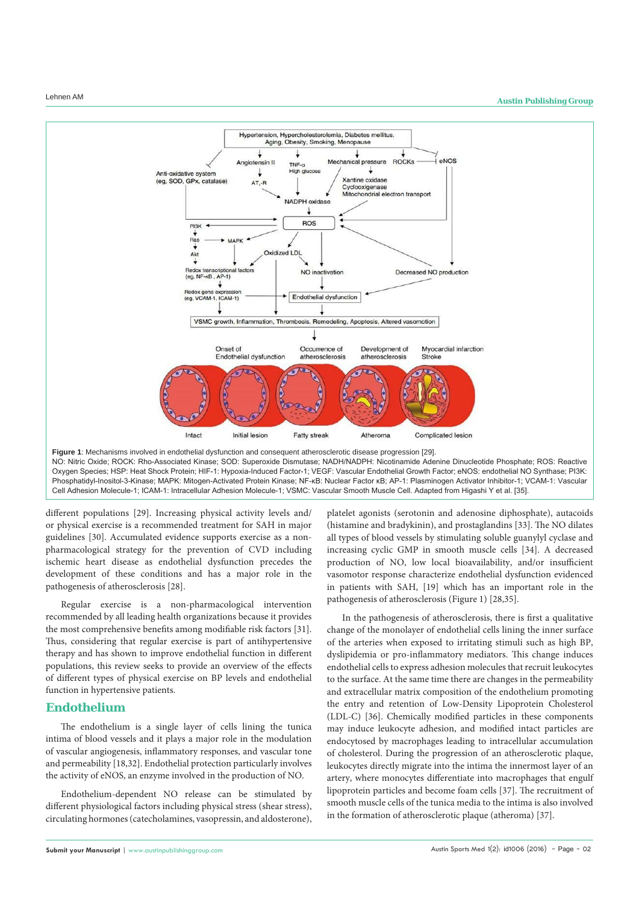**Figure 1**: Mechanisms involved in endothelial dysfunction and consequent atherosclerotic disease progression [29].
NO: Nitric Oxide; ROCK: Rho-Associated Kinase; SOD: Superoxide Dismutase; NADH/NADPH: Nicotinamide Adenine Dinucleotide Phosphate; ROS: Reactive Oxygen Species; HSP: Heat Shock Protein; HIF-1: Hypoxia-Induced Factor-1; VEGF: Vascular Endothelial Growth Factor; eNOS: endothelial NO Synthase; PI3K: Phosphatidyl-Inositol-3-Kinase; MAPK: Mitogen-Activated Protein Kinase; NF-κB: Nuclear Factor κB; AP-1: Plasminogen Activator Inhibitor-1; VCAM-1: Vascular Cell Adhesion Molecule-1; ICAM-1: Intracellular Adhesion Molecule-1; VSMC: Vascular Smooth Muscle Cell. Adapted from Higashi Y et al. [35].

different populations [29]. Increasing physical activity levels and/or physical exercise is a recommended treatment for SAH in major guidelines [30]. Accumulated evidence supports exercise as a non-pharmacological strategy for the prevention of CVD including ischemic heart disease as endothelial dysfunction precedes the development of these conditions and has a major role in the pathogenesis of atherosclerosis [28].

Regular exercise is a non-pharmacological intervention recommended by all leading health organizations because it provides the most comprehensive benefits among modifiable risk factors [31]. Thus, considering that regular exercise is part of antihypertensive therapy and has shown to improve endothelial function in different populations, this review seeks to provide an overview of the effects of different types of physical exercise on BP levels and endothelial function in hypertensive patients.

## Endothelium

The endothelium is a single layer of cells lining the tunica intima of blood vessels and it plays a major role in the modulation of vascular angiogenesis, inflammatory responses, and vascular tone and permeability [18,32]. Endothelial protection particularly involves the activity of eNOS, an enzyme involved in the production of NO.

Endothelium-dependent NO release can be stimulated by different physiological factors including physical stress (shear stress), circulating hormones (catecholamines, vasopressin, and aldosterone), platelet agonists (serotonin and adenosine diphosphate), autacoids (histamine and bradykinin), and prostaglandins [33]. The NO dilates all types of blood vessels by stimulating soluble guanylyl cyclase and increasing cyclic GMP in smooth muscle cells [34]. A decreased production of NO, low local bioavailability, and/or insufficient vasomotor response characterize endothelial dysfunction evidenced in patients with SAH, [19] which has an important role in the pathogenesis of atherosclerosis (Figure 1) [28,35].

In the pathogenesis of atherosclerosis, there is first a qualitative change of the monolayer of endothelial cells lining the inner surface of the arteries when exposed to irritating stimuli such as high BP, dyslipidemia or pro-inflammatory mediators. This change induces endothelial cells to express adhesion molecules that recruit leukocytes to the surface. At the same time there are changes in the permeability and extracellular matrix composition of the endothelium promoting the entry and retention of Low-Density Lipoprotein Cholesterol (LDL-C) [36]. Chemically modified particles in these components may induce leukocyte adhesion, and modified intact particles are endocytosed by macrophages leading to intracellular accumulation of cholesterol. During the progression of an atherosclerotic plaque, leukocytes directly migrate into the intima the innermost layer of an artery, where monocytes differentiate into macrophages that engulf lipoprotein particles and become foam cells [37]. The recruitment of smooth muscle cells of the tunica media to the intima is also involved in the formation of atherosclerotic plaque (atheroma) [37].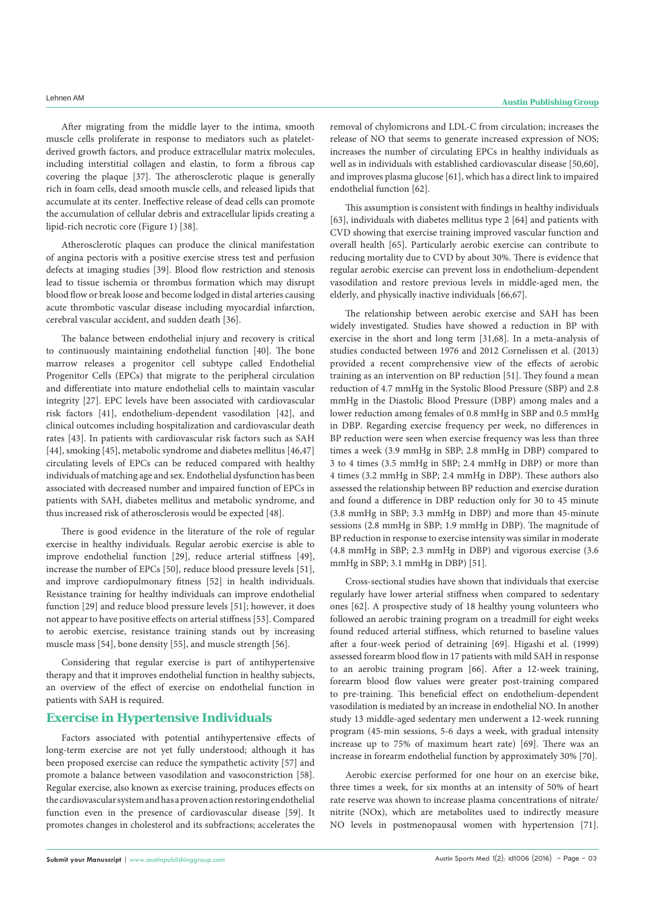After migrating from the middle layer to the intima, smooth muscle cells proliferate in response to mediators such as platelet-derived growth factors, and produce extracellular matrix molecules, including interstitial collagen and elastin, to form a fibrous cap covering the plaque [37]. The atherosclerotic plaque is generally rich in foam cells, dead smooth muscle cells, and released lipids that accumulate at its center. Ineffective release of dead cells can promote the accumulation of cellular debris and extracellular lipids creating a lipid-rich necrotic core (Figure 1) [38].

Atherosclerotic plaques can produce the clinical manifestation of angina pectoris with a positive exercise stress test and perfusion defects at imaging studies [39]. Blood flow restriction and stenosis lead to tissue ischemia or thrombus formation which may disrupt blood flow or break loose and become lodged in distal arteries causing acute thrombotic vascular disease including myocardial infarction, cerebral vascular accident, and sudden death [36].

The balance between endothelial injury and recovery is critical to continuously maintaining endothelial function [40]. The bone marrow releases a progenitor cell subtype called Endothelial Progenitor Cells (EPCs) that migrate to the peripheral circulation and differentiate into mature endothelial cells to maintain vascular integrity [27]. EPC levels have been associated with cardiovascular risk factors [41], endothelium-dependent vasodilation [42], and clinical outcomes including hospitalization and cardiovascular death rates [43]. In patients with cardiovascular risk factors such as SAH [44], smoking [45], metabolic syndrome and diabetes mellitus [46,47] circulating levels of EPCs can be reduced compared with healthy individuals of matching age and sex. Endothelial dysfunction has been associated with decreased number and impaired function of EPCs in patients with SAH, diabetes mellitus and metabolic syndrome, and thus increased risk of atherosclerosis would be expected [48].

There is good evidence in the literature of the role of regular exercise in healthy individuals. Regular aerobic exercise is able to improve endothelial function [29], reduce arterial stiffness [49], increase the number of EPCs [50], reduce blood pressure levels [51], and improve cardiopulmonary fitness [52] in health individuals. Resistance training for healthy individuals can improve endothelial function [29] and reduce blood pressure levels [51]; however, it does not appear to have positive effects on arterial stiffness [53]. Compared to aerobic exercise, resistance training stands out by increasing muscle mass [54], bone density [55], and muscle strength [56].

Considering that regular exercise is part of antihypertensive therapy and that it improves endothelial function in healthy subjects, an overview of the effect of exercise on endothelial function in patients with SAH is required.

## Exercise in Hypertensive Individuals

Factors associated with potential antihypertensive effects of long-term exercise are not yet fully understood; although it has been proposed exercise can reduce the sympathetic activity [57] and promote a balance between vasodilation and vasoconstriction [58]. Regular exercise, also known as exercise training, produces effects on the cardiovascular system and has a proven action restoring endothelial function even in the presence of cardiovascular disease [59]. It promotes changes in cholesterol and its subfractions; accelerates the removal of chylomicrons and LDL-C from circulation; increases the release of NO that seems to generate increased expression of NOS; increases the number of circulating EPCs in healthy individuals as well as in individuals with established cardiovascular disease [50,60], and improves plasma glucose [61], which has a direct link to impaired endothelial function [62].

This assumption is consistent with findings in healthy individuals [63], individuals with diabetes mellitus type 2 [64] and patients with CVD showing that exercise training improved vascular function and overall health [65]. Particularly aerobic exercise can contribute to reducing mortality due to CVD by about 30%. There is evidence that regular aerobic exercise can prevent loss in endothelium-dependent vasodilation and restore previous levels in middle-aged men, the elderly, and physically inactive individuals [66,67].

The relationship between aerobic exercise and SAH has been widely investigated. Studies have showed a reduction in BP with exercise in the short and long term [31,68]. In a meta-analysis of studies conducted between 1976 and 2012 Cornelissen et al. (2013) provided a recent comprehensive view of the effects of aerobic training as an intervention on BP reduction [51]. They found a mean reduction of 4.7 mmHg in the Systolic Blood Pressure (SBP) and 2.8 mmHg in the Diastolic Blood Pressure (DBP) among males and a lower reduction among females of 0.8 mmHg in SBP and 0.5 mmHg in DBP. Regarding exercise frequency per week, no differences in BP reduction were seen when exercise frequency was less than three times a week (3.9 mmHg in SBP; 2.8 mmHg in DBP) compared to 3 to 4 times (3.5 mmHg in SBP; 2.4 mmHg in DBP) or more than 4 times (3.2 mmHg in SBP; 2.4 mmHg in DBP). These authors also assessed the relationship between BP reduction and exercise duration and found a difference in DBP reduction only for 30 to 45 minute (3.8 mmHg in SBP; 3.3 mmHg in DBP) and more than 45-minute sessions (2.8 mmHg in SBP; 1.9 mmHg in DBP). The magnitude of BP reduction in response to exercise intensity was similar in moderate (4.8 mmHg in SBP; 2.3 mmHg in DBP) and vigorous exercise (3.6 mmHg in SBP; 3.1 mmHg in DBP) [51].

Cross-sectional studies have shown that individuals that exercise regularly have lower arterial stiffness when compared to sedentary ones [62]. A prospective study of 18 healthy young volunteers who followed an aerobic training program on a treadmill for eight weeks found reduced arterial stiffness, which returned to baseline values after a four-week period of detraining [69]. Higashi et al. (1999) assessed forearm blood flow in 17 patients with mild SAH in response to an aerobic training program [66]. After a 12-week training, forearm blood flow values were greater post-training compared to pre-training. This beneficial effect on endothelium-dependent vasodilation is mediated by an increase in endothelial NO. In another study 13 middle-aged sedentary men underwent a 12-week running program (45-min sessions, 5-6 days a week, with gradual intensity increase up to 75% of maximum heart rate) [69]. There was an increase in forearm endothelial function by approximately 30% [70].

Aerobic exercise performed for one hour on an exercise bike, three times a week, for six months at an intensity of 50% of heart rate reserve was shown to increase plasma concentrations of nitrate/nitrite (NOx), which are metabolites used to indirectly measure NO levels in postmenopausal women with hypertension [71].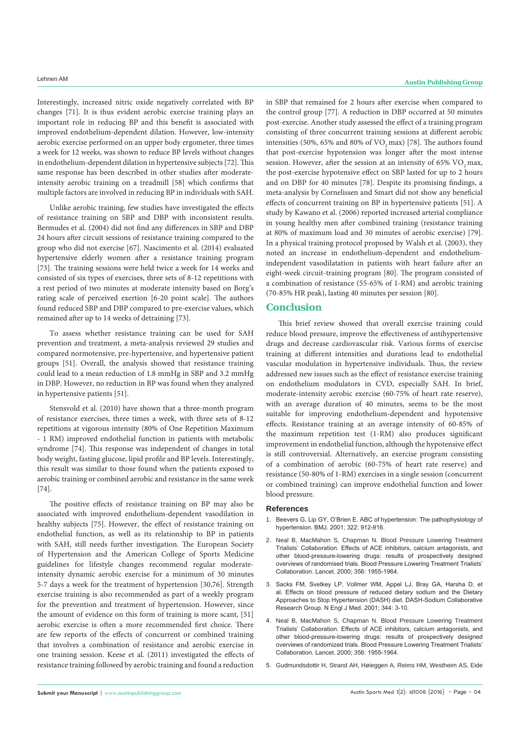Interestingly, increased nitric oxide negatively correlated with BP changes [71]. It is thus evident aerobic exercise training plays an important role in reducing BP and this benefit is associated with improved endothelium-dependent dilation. However, low-intensity aerobic exercise performed on an upper body ergometer, three times a week for 12 weeks, was shown to reduce BP levels without changes in endothelium-dependent dilation in hypertensive subjects [72]. This same response has been described in other studies after moderate-intensity aerobic training on a treadmill [58] which confirms that multiple factors are involved in reducing BP in individuals with SAH.

Unlike aerobic training, few studies have investigated the effects of resistance training on SBP and DBP with inconsistent results. Bermudes et al. (2004) did not find any differences in SBP and DBP 24 hours after circuit sessions of resistance training compared to the group who did not exercise [67]. Nascimento et al. (2014) evaluated hypertensive elderly women after a resistance training program [73]. The training sessions were held twice a week for 14 weeks and consisted of six types of exercises, three sets of 8-12 repetitions with a rest period of two minutes at moderate intensity based on Borg's rating scale of perceived exertion [6-20 point scale]. The authors found reduced SBP and DBP compared to pre-exercise values, which remained after up to 14 weeks of detraining [73].

To assess whether resistance training can be used for SAH prevention and treatment, a meta-analysis reviewed 29 studies and compared normotensive, pre-hypertensive, and hypertensive patient groups [51]. Overall, the analysis showed that resistance training could lead to a mean reduction of 1.8 mmHg in SBP and 3.2 mmHg in DBP. However, no reduction in BP was found when they analyzed in hypertensive patients [51].

Stensvold et al. (2010) have shown that a three-month program of resistance exercises, three times a week, with three sets of 8-12 repetitions at vigorous intensity (80% of One Repetition Maximum - 1 RM) improved endothelial function in patients with metabolic syndrome [74]. This response was independent of changes in total body weight, fasting glucose, lipid profile and BP levels. Interestingly, this result was similar to those found when the patients exposed to aerobic training or combined aerobic and resistance in the same week [74].

The positive effects of resistance training on BP may also be associated with improved endothelium-dependent vasodilation in healthy subjects [75]. However, the effect of resistance training on endothelial function, as well as its relationship to BP in patients with SAH, still needs further investigation. The European Society of Hypertension and the American College of Sports Medicine guidelines for lifestyle changes recommend regular moderate-intensity dynamic aerobic exercise for a minimum of 30 minutes 5-7 days a week for the treatment of hypertension [30,76]. Strength exercise training is also recommended as part of a weekly program for the prevention and treatment of hypertension. However, since the amount of evidence on this form of training is more scant, [51] aerobic exercise is often a more recommended first choice. There are few reports of the effects of concurrent or combined training that involves a combination of resistance and aerobic exercise in one training session. Keese et al. (2011) investigated the effects of resistance training followed by aerobic training and found a reduction in SBP that remained for 2 hours after exercise when compared to the control group [77]. A reduction in DBP occurred at 50 minutes post-exercise. Another study assessed the effect of a training program consisting of three concurrent training sessions at different aerobic intensities (50%, 65% and 80% of $VO_2$ max) [78]. The authors found that post-exercise hypotension was longer after the most intense session. However, after the session at an intensity of 65% $VO_2$ max, the post-exercise hypotensive effect on SBP lasted for up to 2 hours and on DBP for 40 minutes [78]. Despite its promising findings, a meta-analysis by Cornelissen and Smart did not show any beneficial effects of concurrent training on BP in hypertensive patients [51]. A study by Kawano et al. (2006) reported increased arterial compliance in young healthy men after combined training (resistance training at 80% of maximum load and 30 minutes of aerobic exercise) [79]. In a physical training protocol proposed by Walsh et al. (2003), they noted an increase in endothelium-dependent and endothelium-independent vasodilatation in patients with heart failure after an eight-week circuit-training program [80]. The program consisted of a combination of resistance (55-65% of 1-RM) and aerobic training (70-85% HR peak), lasting 40 minutes per session [80].

## Conclusion

This brief review showed that overall exercise training could reduce blood pressure, improve the effectiveness of antihypertensive drugs and decrease cardiovascular risk. Various forms of exercise training at different intensities and durations lead to endothelial vascular modulation in hypertensive individuals. Thus, the review addressed new issues such as the effect of resistance exercise training on endothelium modulators in CVD, especially SAH. In brief, moderate-intensity aerobic exercise (60-75% of heart rate reserve), with an average duration of 40 minutes, seems to be the most suitable for improving endothelium-dependent and hypotensive effects. Resistance training at an average intensity of 60-85% of the maximum repetition test (1-RM) also produces significant improvement in endothelial function, although the hypotensive effect is still controversial. Alternatively, an exercise program consisting of a combination of aerobic (60-75% of heart rate reserve) and resistance (50-80% of 1-RM) exercises in a single session (concurrent or combined training) can improve endothelial function and lower blood pressure.

### References

1. Beevers G, Lip GY, O'Brien E. ABC of hypertension: The pathophysiology of hypertension. BMJ. 2001; 322: 912-916.
2. Neal B, MacMahon S, Chapman N. Blood Pressure Lowering Treatment Trialists' Collaboration. Effects of ACE inhibitors, calcium antagonists, and other blood-pressure-lowering drugs: results of prospectively designed overviews of randomised trials. Blood Pressure Lowering Treatment Trialists' Collaboration. Lancet. 2000; 356: 1955-1964.
3. Sacks FM, Svetkey LP, Vollmer WM, Appel LJ, Bray GA, Harsha D, et al. Effects on blood pressure of reduced dietary sodium and the Dietary Approaches to Stop Hypertension (DASH) diet. DASH-Sodium Collaborative Research Group. N Engl J Med. 2001; 344: 3-10.
4. Neal B, MacMahon S, Chapman N. Blood Pressure Lowering Treatment Trialists' Collaboration. Effects of ACE inhibitors, calcium antagonists, and other blood-pressure-lowering drugs: results of prospectively designed overviews of randomized trials. Blood Pressure Lowering Treatment Trialists' Collaboration. Lancet. 2000; 356: 1955-1964.
5. Gudmundsdottir H, Strand AH, Høieggen A, Reims HM, Westheim AS, Eide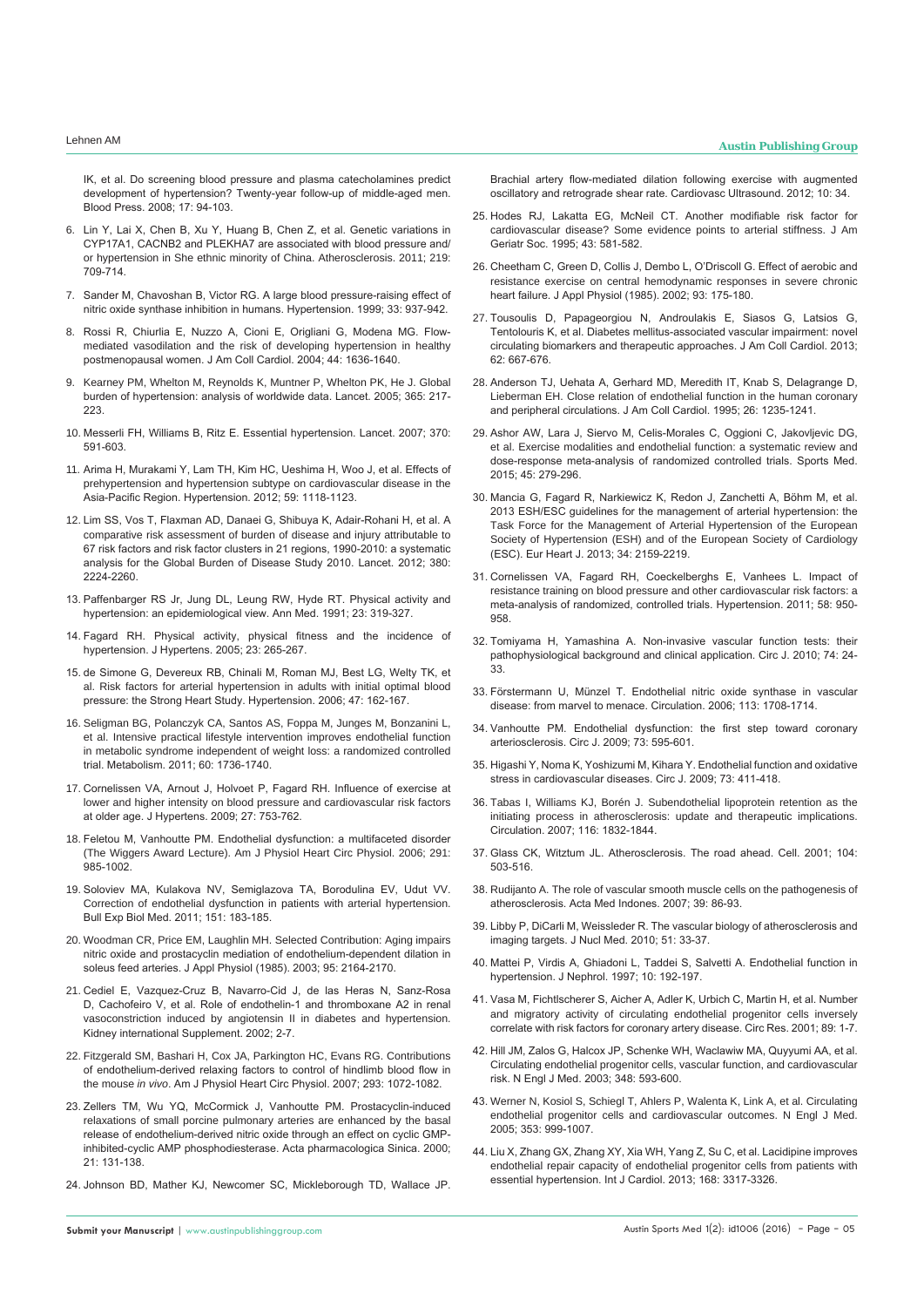IK, et al. Do screening blood pressure and plasma catecholamines predict development of hypertension? Twenty-year follow-up of middle-aged men. Blood Press. 2008; 17: 94-103.

6. Lin Y, Lai X, Chen B, Xu Y, Huang B, Chen Z, et al. Genetic variations in CYP17A1, CACNB2 and PLEKHA7 are associated with blood pressure and/or hypertension in She ethnic minority of China. Atherosclerosis. 2011; 219: 709-714.

7. Sander M, Chavoshan B, Victor RG. A large blood pressure-raising effect of nitric oxide synthase inhibition in humans. Hypertension. 1999; 33: 937-942.

8. Rossi R, Chiurlia E, Nuzzo A, Cioni E, Origliani G, Modena MG. Flow-mediated vasodilation and the risk of developing hypertension in healthy postmenopausal women. J Am Coll Cardiol. 2004; 44: 1636-1640.

9. Kearney PM, Whelton M, Reynolds K, Muntner P, Whelton PK, He J. Global burden of hypertension: analysis of worldwide data. Lancet. 2005; 365: 217-223.

10. Messerli FH, Williams B, Ritz E. Essential hypertension. Lancet. 2007; 370: 591-603.

11. Arima H, Murakami Y, Lam TH, Kim HC, Ueshima H, Woo J, et al. Effects of prehypertension and hypertension subtype on cardiovascular disease in the Asia-Pacific Region. Hypertension. 2012; 59: 1118-1123.

12. Lim SS, Vos T, Flaxman AD, Danaei G, Shibuya K, Adair-Rohani H, et al. A comparative risk assessment of burden of disease and injury attributable to 67 risk factors and risk factor clusters in 21 regions, 1990-2010: a systematic analysis for the Global Burden of Disease Study 2010. Lancet. 2012; 380: 2224-2260.

13. Paffenbarger RS Jr, Jung DL, Leung RW, Hyde RT. Physical activity and hypertension: an epidemiological view. Ann Med. 1991; 23: 319-327.

14. Fagard RH. Physical activity, physical fitness and the incidence of hypertension. J Hypertens. 2005; 23: 265-267.

15. de Simone G, Devereux RB, Chinali M, Roman MJ, Best LG, Welty TK, et al. Risk factors for arterial hypertension in adults with initial optimal blood pressure: the Strong Heart Study. Hypertension. 2006; 47: 162-167.

16. Seligman BG, Polanczyk CA, Santos AS, Foppa M, Junges M, Bonzanini L, et al. Intensive practical lifestyle intervention improves endothelial function in metabolic syndrome independent of weight loss: a randomized controlled trial. Metabolism. 2011; 60: 1736-1740.

17. Cornelissen VA, Arnout J, Holvoet P, Fagard RH. Influence of exercise at lower and higher intensity on blood pressure and cardiovascular risk factors at older age. J Hypertens. 2009; 27: 753-762.

18. Feletou M, Vanhoutte PM. Endothelial dysfunction: a multifaceted disorder (The Wiggers Award Lecture). Am J Physiol Heart Circ Physiol. 2006; 291: 985-1002.

19. Soloviev MA, Kulakova NV, Semiglazova TA, Borodulina EV, Udut VV. Correction of endothelial dysfunction in patients with arterial hypertension. Bull Exp Biol Med. 2011; 151: 183-185.

20. Woodman CR, Price EM, Laughlin MH. Selected Contribution: Aging impairs nitric oxide and prostacyclin mediation of endothelium-dependent dilation in soleus feed arteries. J Appl Physiol (1985). 2003; 95: 2164-2170.

21. Cediel E, Vazquez-Cruz B, Navarro-Cid J, de las Heras N, Sanz-Rosa D, Cachofeiro V, et al. Role of endothelin-1 and thromboxane A2 in renal vasoconstriction induced by angiotensin II in diabetes and hypertension. Kidney international Supplement. 2002; 2-7.

22. Fitzgerald SM, Bashari H, Cox JA, Parkington HC, Evans RG. Contributions of endothelium-derived relaxing factors to control of hindlimb blood flow in the mouse *in vivo*. Am J Physiol Heart Circ Physiol. 2007; 293: 1072-1082.

23. Zellers TM, Wu YQ, McCormick J, Vanhoutte PM. Prostacyclin-induced relaxations of small porcine pulmonary arteries are enhanced by the basal release of endothelium-derived nitric oxide through an effect on cyclic GMP-inhibited-cyclic AMP phosphodiesterase. Acta pharmacologica Sinica. 2000; 21: 131-138.

24. Johnson BD, Mather KJ, Newcomer SC, Mickleborough TD, Wallace JP. Brachial artery flow-mediated dilation following exercise with augmented oscillatory and retrograde shear rate. Cardiovasc Ultrasound. 2012; 10: 34.

25. Hodes RJ, Lakatta EG, McNeil CT. Another modifiable risk factor for cardiovascular disease? Some evidence points to arterial stiffness. J Am Geriatr Soc. 1995; 43: 581-582.

26. Cheetham C, Green D, Collis J, Dembo L, O'Driscoll G. Effect of aerobic and resistance exercise on central hemodynamic responses in severe chronic heart failure. J Appl Physiol (1985). 2002; 93: 175-180.

27. Tousoulis D, Papageorgiou N, Androulakis E, Siasos G, Latsios G, Tentolouris K, et al. Diabetes mellitus-associated vascular impairment: novel circulating biomarkers and therapeutic approaches. J Am Coll Cardiol. 2013; 62: 667-676.

28. Anderson TJ, Uehata A, Gerhard MD, Meredith IT, Knab S, Delagrange D, Lieberman EH. Close relation of endothelial function in the human coronary and peripheral circulations. J Am Coll Cardiol. 1995; 26: 1235-1241.

29. Ashor AW, Lara J, Siervo M, Celis-Morales C, Oggioni C, Jakovljevic DG, et al. Exercise modalities and endothelial function: a systematic review and dose-response meta-analysis of randomized controlled trials. Sports Med. 2015; 45: 279-296.

30. Mancia G, Fagard R, Narkiewicz K, Redon J, Zanchetti A, Böhm M, et al. 2013 ESH/ESC guidelines for the management of arterial hypertension: the Task Force for the Management of Arterial Hypertension of the European Society of Hypertension (ESH) and of the European Society of Cardiology (ESC). Eur Heart J. 2013; 34: 2159-2219.

31. Cornelissen VA, Fagard RH, Coeckelberghs E, Vanhees L. Impact of resistance training on blood pressure and other cardiovascular risk factors: a meta-analysis of randomized, controlled trials. Hypertension. 2011; 58: 950-958.

32. Tomiyama H, Yamashina A. Non-invasive vascular function tests: their pathophysiological background and clinical application. Circ J. 2010; 74: 24-33.

33. Förstermann U, Münzel T. Endothelial nitric oxide synthase in vascular disease: from marvel to menace. Circulation. 2006; 113: 1708-1714.

34. Vanhoutte PM. Endothelial dysfunction: the first step toward coronary arteriosclerosis. Circ J. 2009; 73: 595-601.

35. Higashi Y, Noma K, Yoshizumi M, Kihara Y. Endothelial function and oxidative stress in cardiovascular diseases. Circ J. 2009; 73: 411-418.

36. Tabas I, Williams KJ, Borén J. Subendothelial lipoprotein retention as the initiating process in atherosclerosis: update and therapeutic implications. Circulation. 2007; 116: 1832-1844.

37. Glass CK, Witztum JL. Atherosclerosis. The road ahead. Cell. 2001; 104: 503-516.

38. Rudijanto A. The role of vascular smooth muscle cells on the pathogenesis of atherosclerosis. Acta Med Indones. 2007; 39: 86-93.

39. Libby P, DiCarli M, Weissleder R. The vascular biology of atherosclerosis and imaging targets. J Nucl Med. 2010; 51: 33-37.

40. Mattei P, Virdis A, Ghiadoni L, Taddei S, Salvetti A. Endothelial function in hypertension. J Nephrol. 1997; 10: 192-197.

41. Vasa M, Fichtlscherer S, Aicher A, Adler K, Urbich C, Martin H, et al. Number and migratory activity of circulating endothelial progenitor cells inversely correlate with risk factors for coronary artery disease. Circ Res. 2001; 89: 1-7.

42. Hill JM, Zalos G, Halcox JP, Schenke WH, Waclawiw MA, Quyyumi AA, et al. Circulating endothelial progenitor cells, vascular function, and cardiovascular risk. N Engl J Med. 2003; 348: 593-600.

43. Werner N, Kosiol S, Schiegl T, Ahlers P, Walenta K, Link A, et al. Circulating endothelial progenitor cells and cardiovascular outcomes. N Engl J Med. 2005; 353: 999-1007.

44. Liu X, Zhang GX, Zhang XY, Xia WH, Yang Z, Su C, et al. Lacidipine improves endothelial repair capacity of endothelial progenitor cells from patients with essential hypertension. Int J Cardiol. 2013; 168: 3317-3326.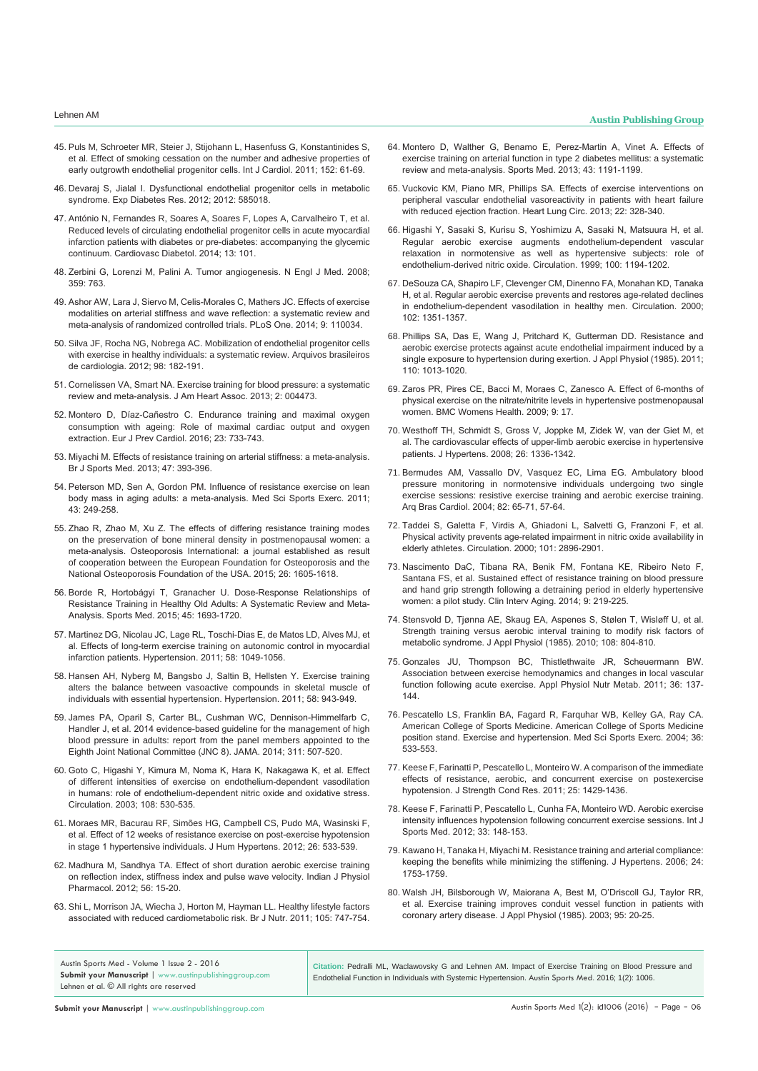45. Puls M, Schroeter MR, Steier J, Stijohann L, Hasenfuss G, Konstantinides S, et al. Effect of smoking cessation on the number and adhesive properties of early outgrowth endothelial progenitor cells. Int J Cardiol. 2011; 152: 61-69.

46. Devaraj S, Jialal I. Dysfunctional endothelial progenitor cells in metabolic syndrome. Exp Diabetes Res. 2012; 2012: 585018.

47. António N, Fernandes R, Soares A, Soares F, Lopes A, Carvalheiro T, et al. Reduced levels of circulating endothelial progenitor cells in acute myocardial infarction patients with diabetes or pre-diabetes: accompanying the glycemic continuum. Cardiovasc Diabetol. 2014; 13: 101.

48. Zerbini G, Lorenzi M, Palini A. Tumor angiogenesis. N Engl J Med. 2008; 359: 763.

49. Ashor AW, Lara J, Siervo M, Celis-Morales C, Mathers JC. Effects of exercise modalities on arterial stiffness and wave reflection: a systematic review and meta-analysis of randomized controlled trials. PLoS One. 2014; 9: 110034.

50. Silva JF, Rocha NG, Nobrega AC. Mobilization of endothelial progenitor cells with exercise in healthy individuals: a systematic review. Arquivos brasileiros de cardiologia. 2012; 98: 182-191.

51. Cornelissen VA, Smart NA. Exercise training for blood pressure: a systematic review and meta-analysis. J Am Heart Assoc. 2013; 2: 004473.

52. Montero D, Díaz-Cañestro C. Endurance training and maximal oxygen consumption with ageing: Role of maximal cardiac output and oxygen extraction. Eur J Prev Cardiol. 2016; 23: 733-743.

53. Miyachi M. Effects of resistance training on arterial stiffness: a meta-analysis. Br J Sports Med. 2013; 47: 393-396.

54. Peterson MD, Sen A, Gordon PM. Influence of resistance exercise on lean body mass in aging adults: a meta-analysis. Med Sci Sports Exerc. 2011; 43: 249-258.

55. Zhao R, Zhao M, Xu Z. The effects of differing resistance training modes on the preservation of bone mineral density in postmenopausal women: a meta-analysis. Osteoporosis International: a journal established as result of cooperation between the European Foundation for Osteoporosis and the National Osteoporosis Foundation of the USA. 2015; 26: 1605-1618.

56. Borde R, Hortobágyi T, Granacher U. Dose-Response Relationships of Resistance Training in Healthy Old Adults: A Systematic Review and Meta-Analysis. Sports Med. 2015; 45: 1693-1720.

57. Martinez DG, Nicolau JC, Lage RL, Toschi-Dias E, de Matos LD, Alves MJ, et al. Effects of long-term exercise training on autonomic control in myocardial infarction patients. Hypertension. 2011; 58: 1049-1056.

58. Hansen AH, Nyberg M, Bangsbo J, Saltin B, Hellsten Y. Exercise training alters the balance between vasoactive compounds in skeletal muscle of individuals with essential hypertension. Hypertension. 2011; 58: 943-949.

59. James PA, Oparil S, Carter BL, Cushman WC, Dennison-Himmelfarb C, Handler J, et al. 2014 evidence-based guideline for the management of high blood pressure in adults: report from the panel members appointed to the Eighth Joint National Committee (JNC 8). JAMA. 2014; 311: 507-520.

60. Goto C, Higashi Y, Kimura M, Noma K, Hara K, Nakagawa K, et al. Effect of different intensities of exercise on endothelium-dependent vasodilation in humans: role of endothelium-dependent nitric oxide and oxidative stress. Circulation. 2003; 108: 530-535.

61. Moraes MR, Bacurau RF, Simões HG, Campbell CS, Pudo MA, Wasinski F, et al. Effect of 12 weeks of resistance exercise on post-exercise hypotension in stage 1 hypertensive individuals. J Hum Hypertens. 2012; 26: 533-539.

62. Madhura M, Sandhya TA. Effect of short duration aerobic exercise training on reflection index, stiffness index and pulse wave velocity. Indian J Physiol Pharmacol. 2012; 56: 15-20.

63. Shi L, Morrison JA, Wiecha J, Horton M, Hayman LL. Healthy lifestyle factors associated with reduced cardiometabolic risk. Br J Nutr. 2011; 105: 747-754.

64. Montero D, Walther G, Benamo E, Perez-Martin A, Vinet A. Effects of exercise training on arterial function in type 2 diabetes mellitus: a systematic review and meta-analysis. Sports Med. 2013; 43: 1191-1199.

65. Vuckovic KM, Piano MR, Phillips SA. Effects of exercise interventions on peripheral vascular endothelial vasoreactivity in patients with heart failure with reduced ejection fraction. Heart Lung Circ. 2013; 22: 328-340.

66. Higashi Y, Sasaki S, Kurisu S, Yoshimizu A, Sasaki N, Matsuura H, et al. Regular aerobic exercise augments endothelium-dependent vascular relaxation in normotensive as well as hypertensive subjects: role of endothelium-derived nitric oxide. Circulation. 1999; 100: 1194-1202.

67. DeSouza CA, Shapiro LF, Clevenger CM, Dinenno FA, Monahan KD, Tanaka H, et al. Regular aerobic exercise prevents and restores age-related declines in endothelium-dependent vasodilation in healthy men. Circulation. 2000; 102: 1351-1357.

68. Phillips SA, Das E, Wang J, Pritchard K, Gutterman DD. Resistance and aerobic exercise protects against acute endothelial impairment induced by a single exposure to hypertension during exertion. J Appl Physiol (1985). 2011; 110: 1013-1020.

69. Zaros PR, Pires CE, Bacci M, Moraes C, Zanesco A. Effect of 6-months of physical exercise on the nitrate/nitrite levels in hypertensive postmenopausal women. BMC Womens Health. 2009; 9: 17.

70. Westhoff TH, Schmidt S, Gross V, Joppke M, Zidek W, van der Giet M, et al. The cardiovascular effects of upper-limb aerobic exercise in hypertensive patients. J Hypertens. 2008; 26: 1336-1342.

71. Bermudes AM, Vassallo DV, Vasquez EC, Lima EG. Ambulatory blood pressure monitoring in normotensive individuals undergoing two single exercise sessions: resistive exercise training and aerobic exercise training. Arq Bras Cardiol. 2004; 82: 65-71, 57-64.

72. Taddei S, Galetta F, Virdis A, Ghiadoni L, Salvetti G, Franzoni F, et al. Physical activity prevents age-related impairment in nitric oxide availability in elderly athletes. Circulation. 2000; 101: 2896-2901.

73. Nascimento DaC, Tibana RA, Benik FM, Fontana KE, Ribeiro Neto F, Santana FS, et al. Sustained effect of resistance training on blood pressure and hand grip strength following a detraining period in elderly hypertensive women: a pilot study. Clin Interv Aging. 2014; 9: 219-225.

74. Stensvold D, Tjønna AE, Skaug EA, Aspenes S, Stølen T, Wisløff U, et al. Strength training versus aerobic interval training to modify risk factors of metabolic syndrome. J Appl Physiol (1985). 2010; 108: 804-810.

75. Gonzales JU, Thompson BC, Thistlethwaite JR, Scheuermann BW. Association between exercise hemodynamics and changes in local vascular function following acute exercise. Appl Physiol Nutr Metab. 2011; 36: 137-144.

76. Pescatello LS, Franklin BA, Fagard R, Farquhar WB, Kelley GA, Ray CA. American College of Sports Medicine. American College of Sports Medicine position stand. Exercise and hypertension. Med Sci Sports Exerc. 2004; 36: 533-553.

77. Keese F, Farinatti P, Pescatello L, Monteiro W. A comparison of the immediate effects of resistance, aerobic, and concurrent exercise on postexercise hypotension. J Strength Cond Res. 2011; 25: 1429-1436.

78. Keese F, Farinatti P, Pescatello L, Cunha FA, Monteiro WD. Aerobic exercise intensity influences hypotension following concurrent exercise sessions. Int J Sports Med. 2012; 33: 148-153.

79. Kawano H, Tanaka H, Miyachi M. Resistance training and arterial compliance: keeping the benefits while minimizing the stiffening. J Hypertens. 2006; 24: 1753-1759.

80. Walsh JH, Bilsborough W, Maiorana A, Best M, O'Driscoll GJ, Taylor RR, et al. Exercise training improves conduit vessel function in patients with coronary artery disease. J Appl Physiol (1985). 2003; 95: 20-25.

**Citation:** Pedralli ML, Waclawovsky G and Lehnen AM. Impact of Exercise Training on Blood Pressure and Endothelial Function in Individuals with Systemic Hypertension. Austin Sports Med. 2016; 1(2): 1006.